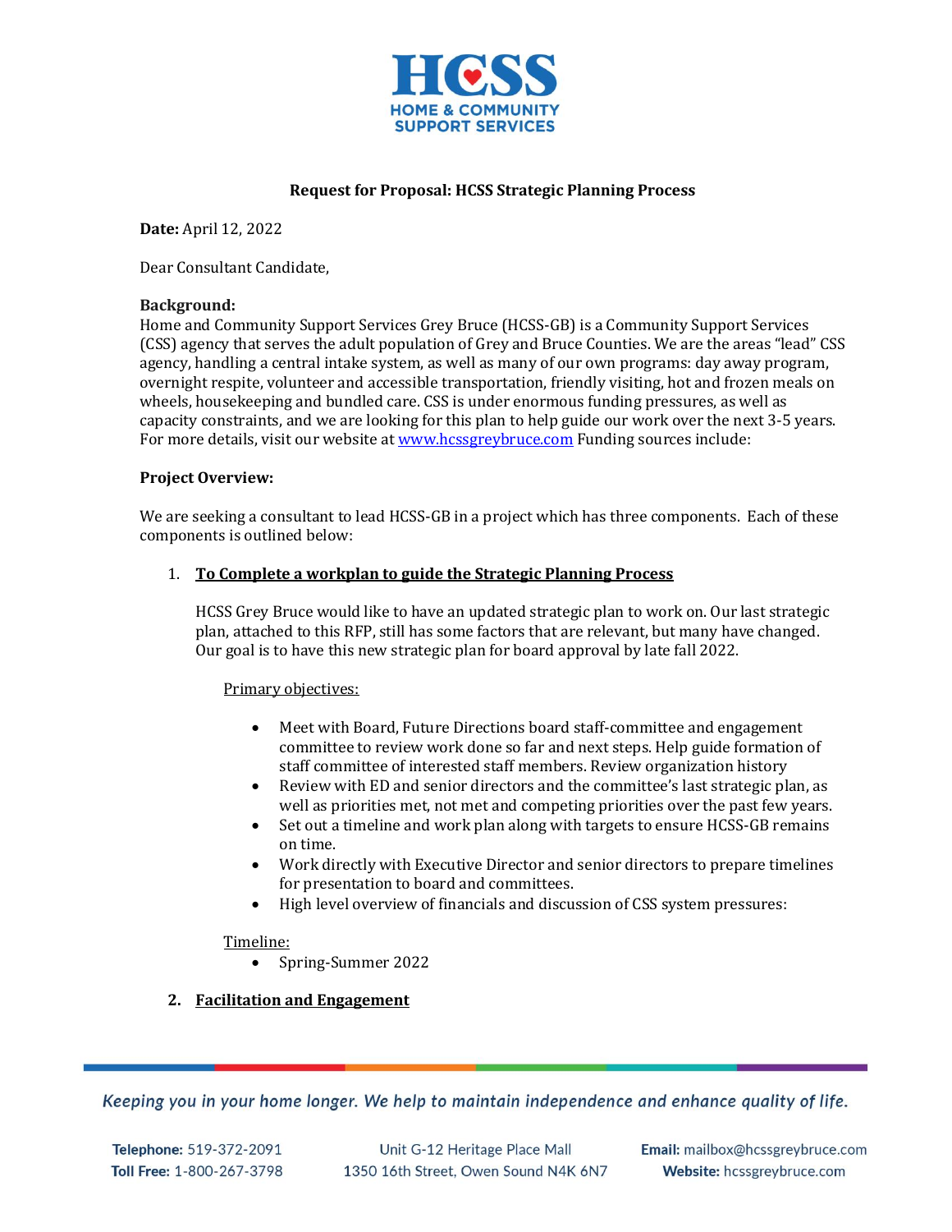# Request for Proposal: HCSS Strategic Planning Process

**Date:** April 12, 2022

Dear Consultant Candidate,

**Background:**
Home and Community Support Services Grey Bruce (HCSS-GB) is a Community Support Services (CSS) agency that serves the adult population of Grey and Bruce Counties. We are the areas "lead" CSS agency, handling a central intake system, as well as many of our own programs: day away program, overnight respite, volunteer and accessible transportation, friendly visiting, hot and frozen meals on wheels, housekeeping and bundled care. CSS is under enormous funding pressures, as well as capacity constraints, and we are looking for this plan to help guide our work over the next 3-5 years. For more details, visit our website at [www.hcssgreybruce.com](http://www.hcssgreybruce.com) Funding sources include:

**Project Overview:**

We are seeking a consultant to lead HCSS-GB in a project which has three components. Each of these components is outlined below:

1. **To Complete a workplan to guide the Strategic Planning Process**

   HCSS Grey Bruce would like to have an updated strategic plan to work on. Our last strategic plan, attached to this RFP, still has some factors that are relevant, but many have changed. Our goal is to have this new strategic plan for board approval by late fall 2022.

   Primary objectives:

   - Meet with Board, Future Directions board staff-committee and engagement committee to review work done so far and next steps. Help guide formation of staff committee of interested staff members. Review organization history
   - Review with ED and senior directors and the committee's last strategic plan, as well as priorities met, not met and competing priorities over the past few years.
   - Set out a timeline and work plan along with targets to ensure HCSS-GB remains on time.
   - Work directly with Executive Director and senior directors to prepare timelines for presentation to board and committees.
   - High level overview of financials and discussion of CSS system pressures:

   Timeline:

   - Spring-Summer 2022

2. **Facilitation and Engagement**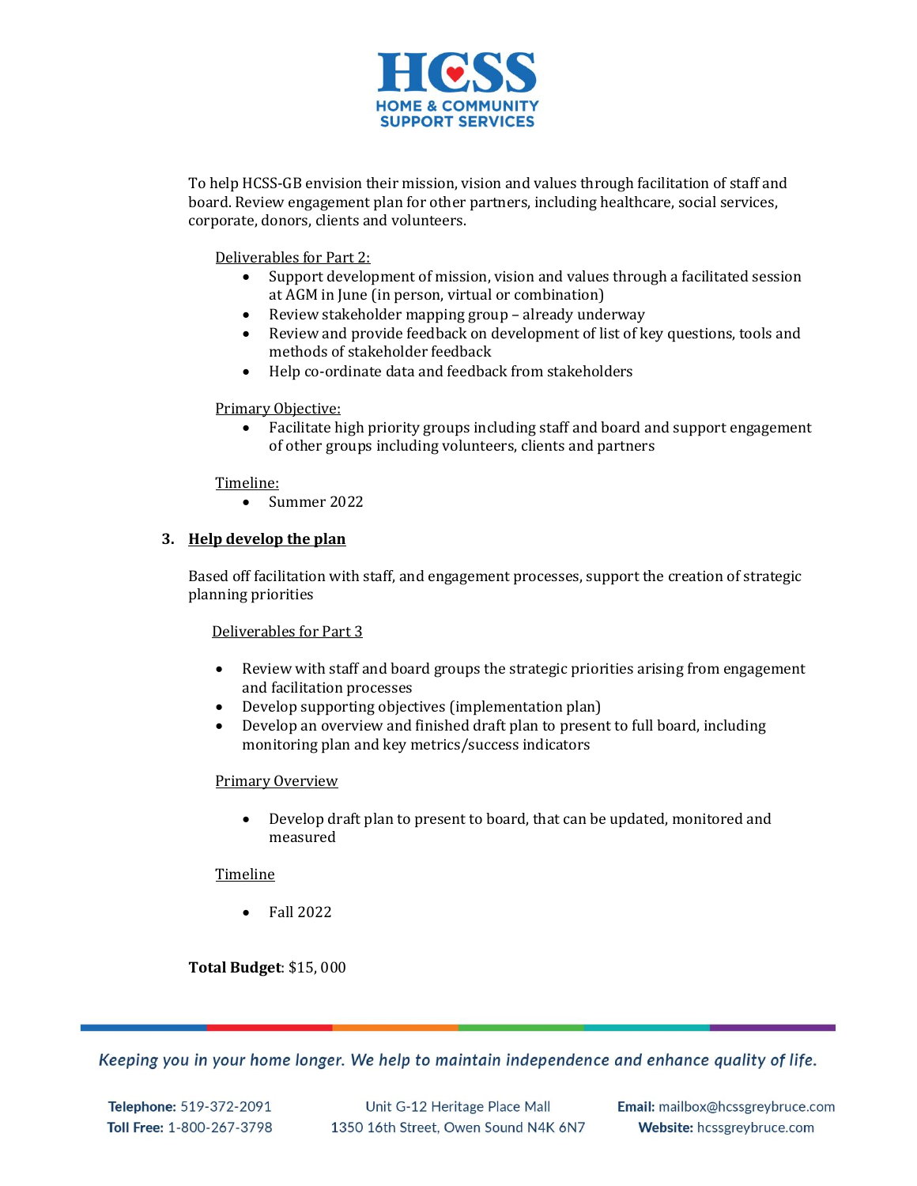To help HCSS-GB envision their mission, vision and values through facilitation of staff and board. Review engagement plan for other partners, including healthcare, social services, corporate, donors, clients and volunteers.

Deliverables for Part 2:

- Support development of mission, vision and values through a facilitated session at AGM in June (in person, virtual or combination)
- Review stakeholder mapping group – already underway
- Review and provide feedback on development of list of key questions, tools and methods of stakeholder feedback
- Help co-ordinate data and feedback from stakeholders

Primary Objective:

- Facilitate high priority groups including staff and board and support engagement of other groups including volunteers, clients and partners

Timeline:

- Summer 2022

### 3. Help develop the plan

Based off facilitation with staff, and engagement processes, support the creation of strategic planning priorities

Deliverables for Part 3

- Review with staff and board groups the strategic priorities arising from engagement and facilitation processes
- Develop supporting objectives (implementation plan)
- Develop an overview and finished draft plan to present to full board, including monitoring plan and key metrics/success indicators

Primary Overview

- Develop draft plan to present to board, that can be updated, monitored and measured

Timeline

- Fall 2022

**Total Budget**: $15, 000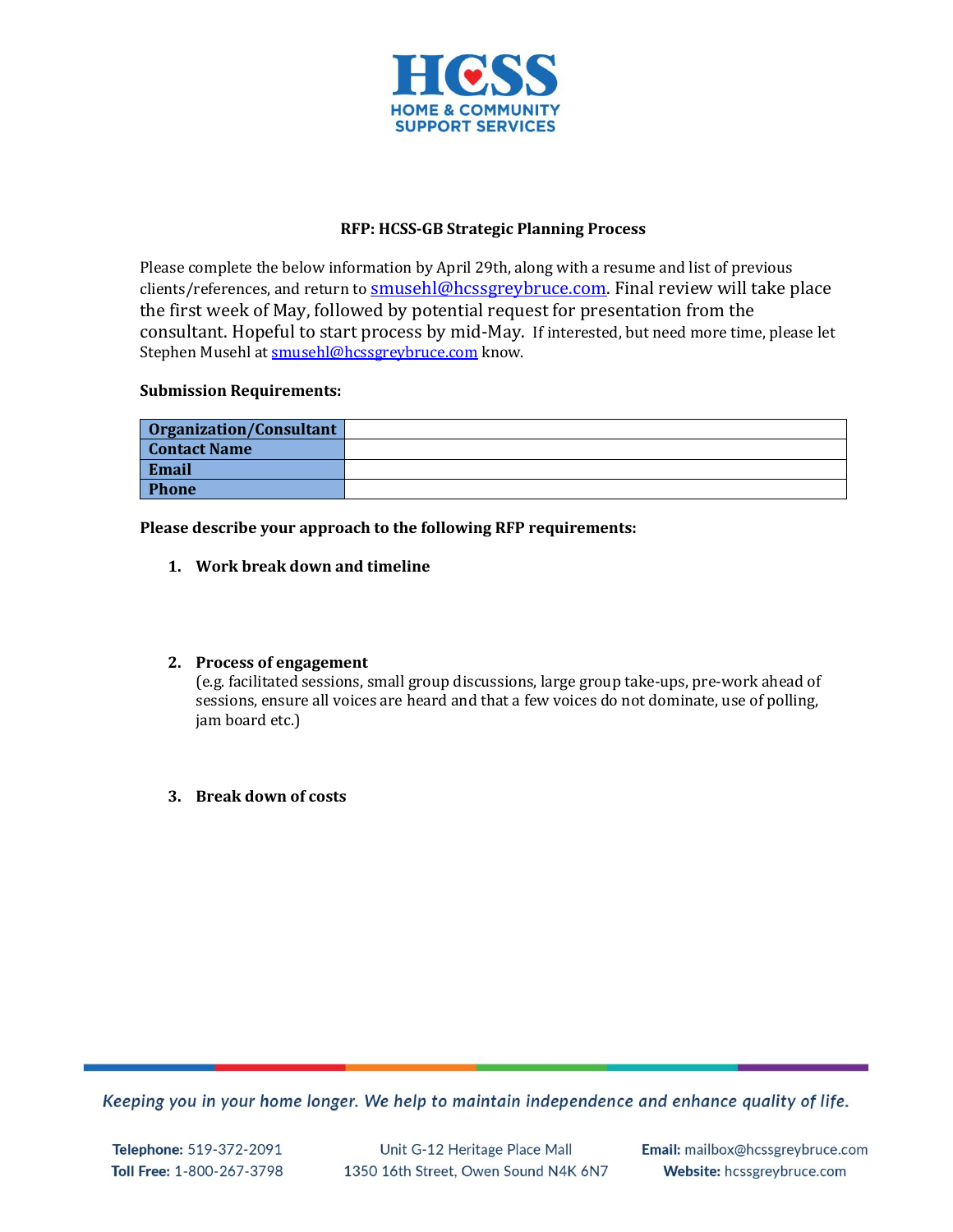**RFP: HCSS-GB Strategic Planning Process**

Please complete the below information by April 29th, along with a resume and list of previous clients/references, and return to smusehl@hcssgreybruce.com. Final review will take place the first week of May, followed by potential request for presentation from the consultant. Hopeful to start process by mid-May. If interested, but need more time, please let Stephen Musehl at smusehl@hcssgreybruce.com know.

**Submission Requirements:**

| | |
|---|---|
| **Organization/Consultant** | |
| **Contact Name** | |
| **Email** | |
| **Phone** | |

**Please describe your approach to the following RFP requirements:**

1. **Work break down and timeline**

2. **Process of engagement**
   (e.g. facilitated sessions, small group discussions, large group take-ups, pre-work ahead of sessions, ensure all voices are heard and that a few voices do not dominate, use of polling, jam board etc.)

3. **Break down of costs**